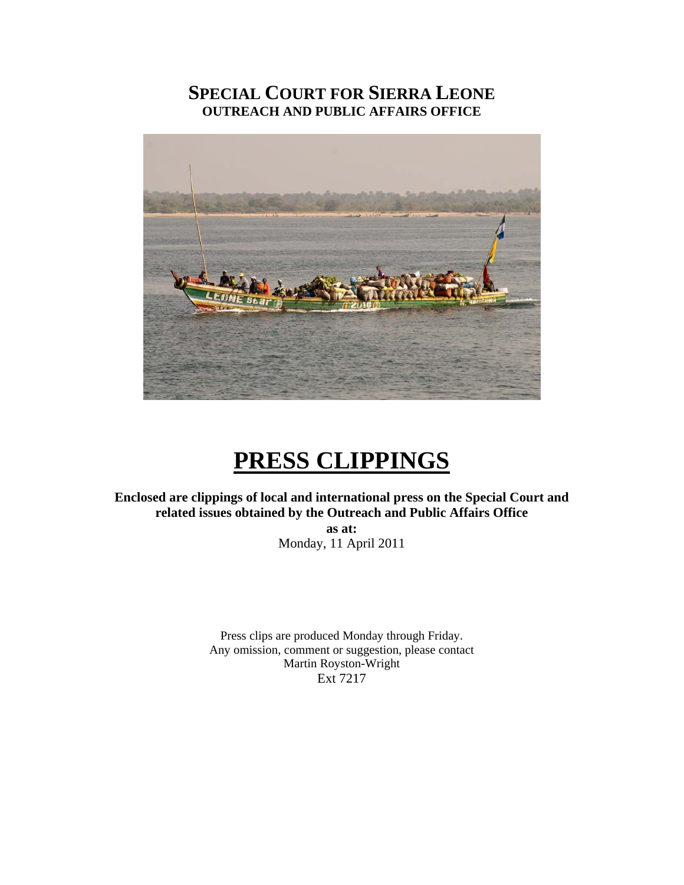# SPECIAL COURT FOR SIERRA LEONE

**OUTREACH AND PUBLIC AFFAIRS OFFICE**

# PRESS CLIPPINGS

**Enclosed are clippings of local and international press on the Special Court and related issues obtained by the Outreach and Public Affairs Office**

**as at:**

Monday, 11 April 2011

Press clips are produced Monday through Friday.
Any omission, comment or suggestion, please contact
Martin Royston-Wright
Ext 7217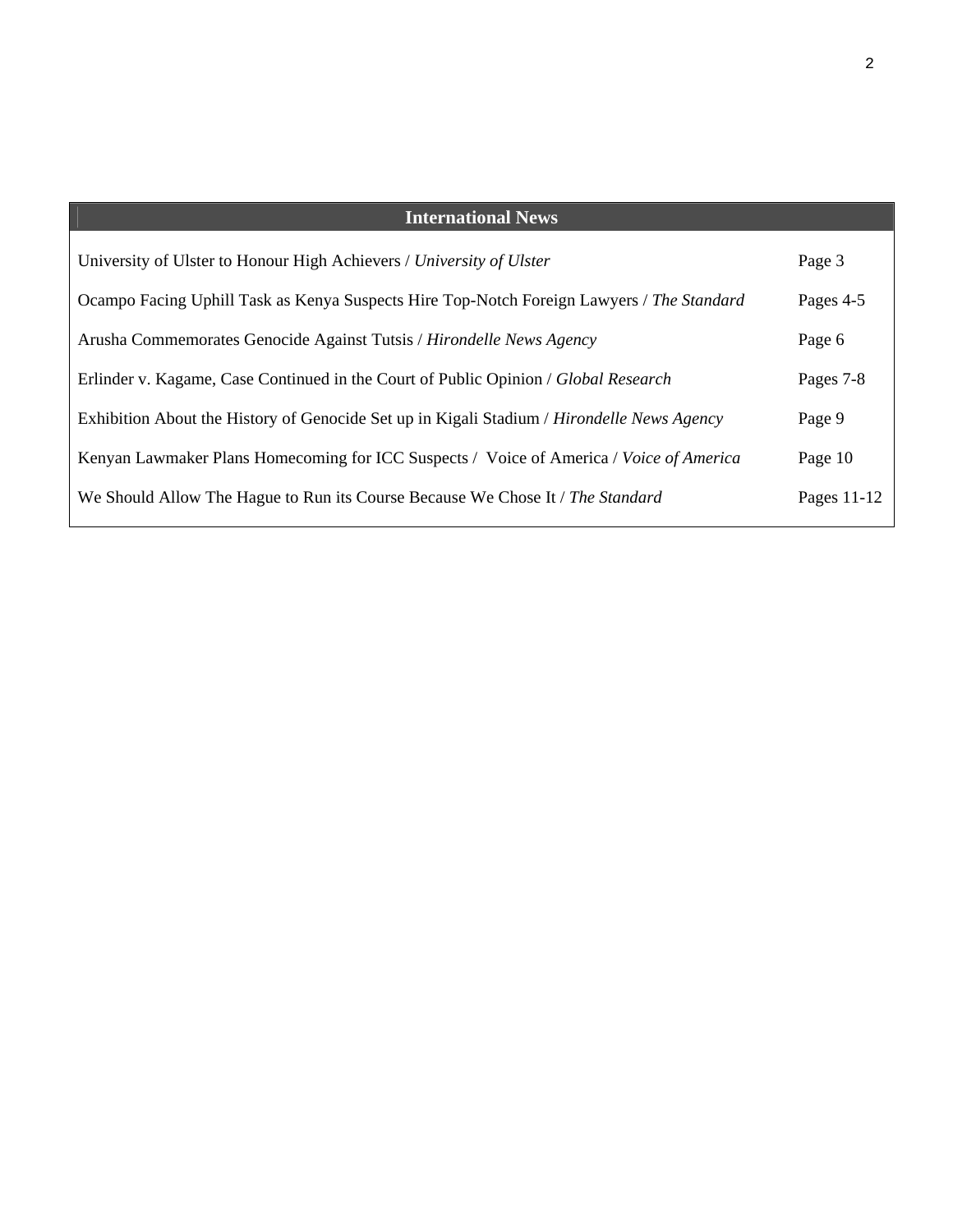| International News | |
|---|---|
| University of Ulster to Honour High Achievers / *University of Ulster* | Page 3 |
| Ocampo Facing Uphill Task as Kenya Suspects Hire Top-Notch Foreign Lawyers / *The Standard* | Pages 4-5 |
| Arusha Commemorates Genocide Against Tutsis / *Hirondelle News Agency* | Page 6 |
| Erlinder v. Kagame, Case Continued in the Court of Public Opinion / *Global Research* | Pages 7-8 |
| Exhibition About the History of Genocide Set up in Kigali Stadium / *Hirondelle News Agency* | Page 9 |
| Kenyan Lawmaker Plans Homecoming for ICC Suspects / Voice of America / *Voice of America* | Page 10 |
| We Should Allow The Hague to Run its Course Because We Chose It / *The Standard* | Pages 11-12 |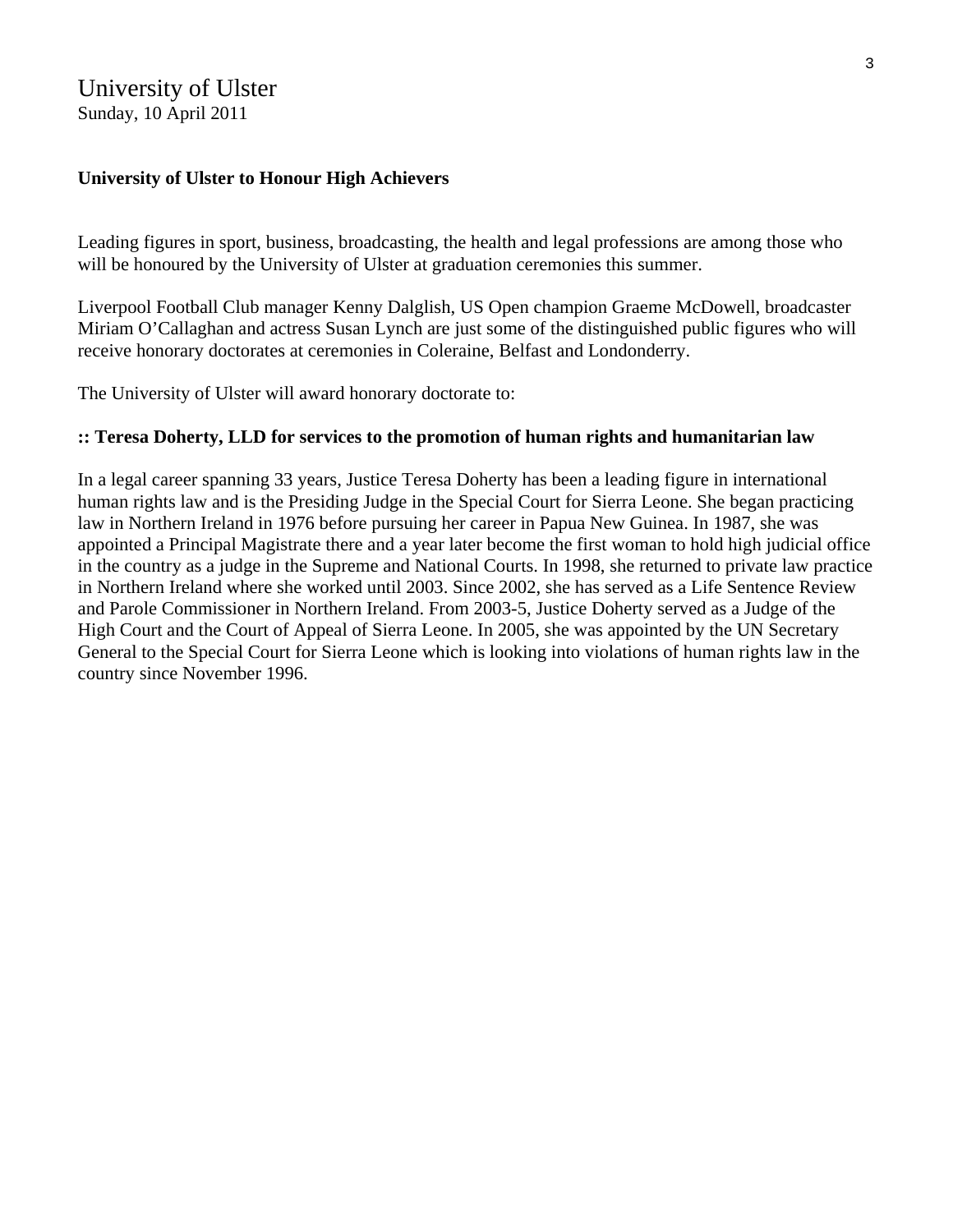# University of Ulster

Sunday, 10 April 2011

**University of Ulster to Honour High Achievers**

Leading figures in sport, business, broadcasting, the health and legal professions are among those who will be honoured by the University of Ulster at graduation ceremonies this summer.

Liverpool Football Club manager Kenny Dalglish, US Open champion Graeme McDowell, broadcaster Miriam O'Callaghan and actress Susan Lynch are just some of the distinguished public figures who will receive honorary doctorates at ceremonies in Coleraine, Belfast and Londonderry.

The University of Ulster will award honorary doctorate to:

**:: Teresa Doherty, LLD for services to the promotion of human rights and humanitarian law**

In a legal career spanning 33 years, Justice Teresa Doherty has been a leading figure in international human rights law and is the Presiding Judge in the Special Court for Sierra Leone. She began practicing law in Northern Ireland in 1976 before pursuing her career in Papua New Guinea. In 1987, she was appointed a Principal Magistrate there and a year later become the first woman to hold high judicial office in the country as a judge in the Supreme and National Courts. In 1998, she returned to private law practice in Northern Ireland where she worked until 2003. Since 2002, she has served as a Life Sentence Review and Parole Commissioner in Northern Ireland. From 2003-5, Justice Doherty served as a Judge of the High Court and the Court of Appeal of Sierra Leone. In 2005, she was appointed by the UN Secretary General to the Special Court for Sierra Leone which is looking into violations of human rights law in the country since November 1996.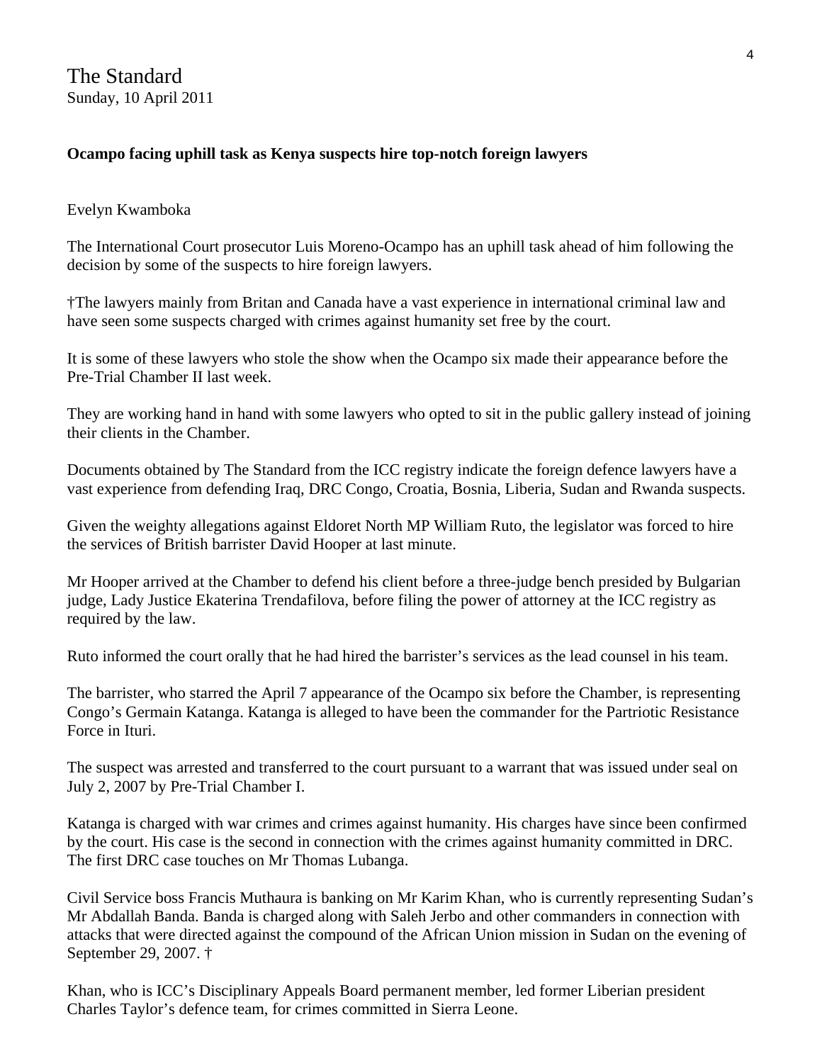The Standard
Sunday, 10 April 2011

**Ocampo facing uphill task as Kenya suspects hire top-notch foreign lawyers**

Evelyn Kwamboka

The International Court prosecutor Luis Moreno-Ocampo has an uphill task ahead of him following the decision by some of the suspects to hire foreign lawyers.

†The lawyers mainly from Britan and Canada have a vast experience in international criminal law and have seen some suspects charged with crimes against humanity set free by the court.

It is some of these lawyers who stole the show when the Ocampo six made their appearance before the Pre-Trial Chamber II last week.

They are working hand in hand with some lawyers who opted to sit in the public gallery instead of joining their clients in the Chamber.

Documents obtained by The Standard from the ICC registry indicate the foreign defence lawyers have a vast experience from defending Iraq, DRC Congo, Croatia, Bosnia, Liberia, Sudan and Rwanda suspects.

Given the weighty allegations against Eldoret North MP William Ruto, the legislator was forced to hire the services of British barrister David Hooper at last minute.

Mr Hooper arrived at the Chamber to defend his client before a three-judge bench presided by Bulgarian judge, Lady Justice Ekaterina Trendafilova, before filing the power of attorney at the ICC registry as required by the law.

Ruto informed the court orally that he had hired the barrister's services as the lead counsel in his team.

The barrister, who starred the April 7 appearance of the Ocampo six before the Chamber, is representing Congo's Germain Katanga. Katanga is alleged to have been the commander for the Partriotic Resistance Force in Ituri.

The suspect was arrested and transferred to the court pursuant to a warrant that was issued under seal on July 2, 2007 by Pre-Trial Chamber I.

Katanga is charged with war crimes and crimes against humanity. His charges have since been confirmed by the court. His case is the second in connection with the crimes against humanity committed in DRC. The first DRC case touches on Mr Thomas Lubanga.

Civil Service boss Francis Muthaura is banking on Mr Karim Khan, who is currently representing Sudan's Mr Abdallah Banda. Banda is charged along with Saleh Jerbo and other commanders in connection with attacks that were directed against the compound of the African Union mission in Sudan on the evening of September 29, 2007. †

Khan, who is ICC's Disciplinary Appeals Board permanent member, led former Liberian president Charles Taylor's defence team, for crimes committed in Sierra Leone.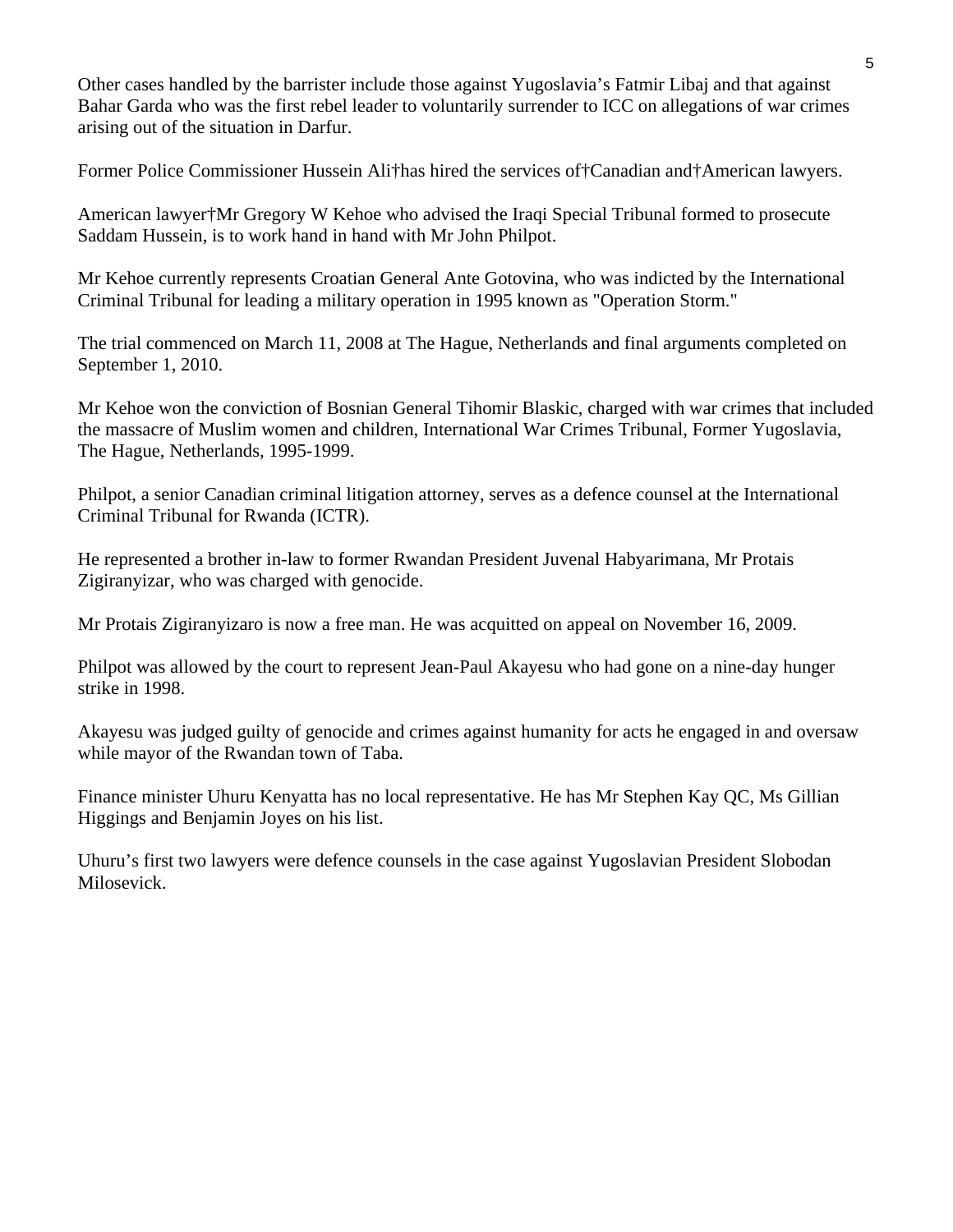Other cases handled by the barrister include those against Yugoslavia's Fatmir Libaj and that against Bahar Garda who was the first rebel leader to voluntarily surrender to ICC on allegations of war crimes arising out of the situation in Darfur.

Former Police Commissioner Hussein Ali†has hired the services of†Canadian and†American lawyers.

American lawyer†Mr Gregory W Kehoe who advised the Iraqi Special Tribunal formed to prosecute Saddam Hussein, is to work hand in hand with Mr John Philpot.

Mr Kehoe currently represents Croatian General Ante Gotovina, who was indicted by the International Criminal Tribunal for leading a military operation in 1995 known as "Operation Storm."

The trial commenced on March 11, 2008 at The Hague, Netherlands and final arguments completed on September 1, 2010.

Mr Kehoe won the conviction of Bosnian General Tihomir Blaskic, charged with war crimes that included the massacre of Muslim women and children, International War Crimes Tribunal, Former Yugoslavia, The Hague, Netherlands, 1995-1999.

Philpot, a senior Canadian criminal litigation attorney, serves as a defence counsel at the International Criminal Tribunal for Rwanda (ICTR).

He represented a brother in-law to former Rwandan President Juvenal Habyarimana, Mr Protais Zigiranyizar, who was charged with genocide.

Mr Protais Zigiranyizaro is now a free man. He was acquitted on appeal on November 16, 2009.

Philpot was allowed by the court to represent Jean-Paul Akayesu who had gone on a nine-day hunger strike in 1998.

Akayesu was judged guilty of genocide and crimes against humanity for acts he engaged in and oversaw while mayor of the Rwandan town of Taba.

Finance minister Uhuru Kenyatta has no local representative. He has Mr Stephen Kay QC, Ms Gillian Higgings and Benjamin Joyes on his list.

Uhuru's first two lawyers were defence counsels in the case against Yugoslavian President Slobodan Milosevick.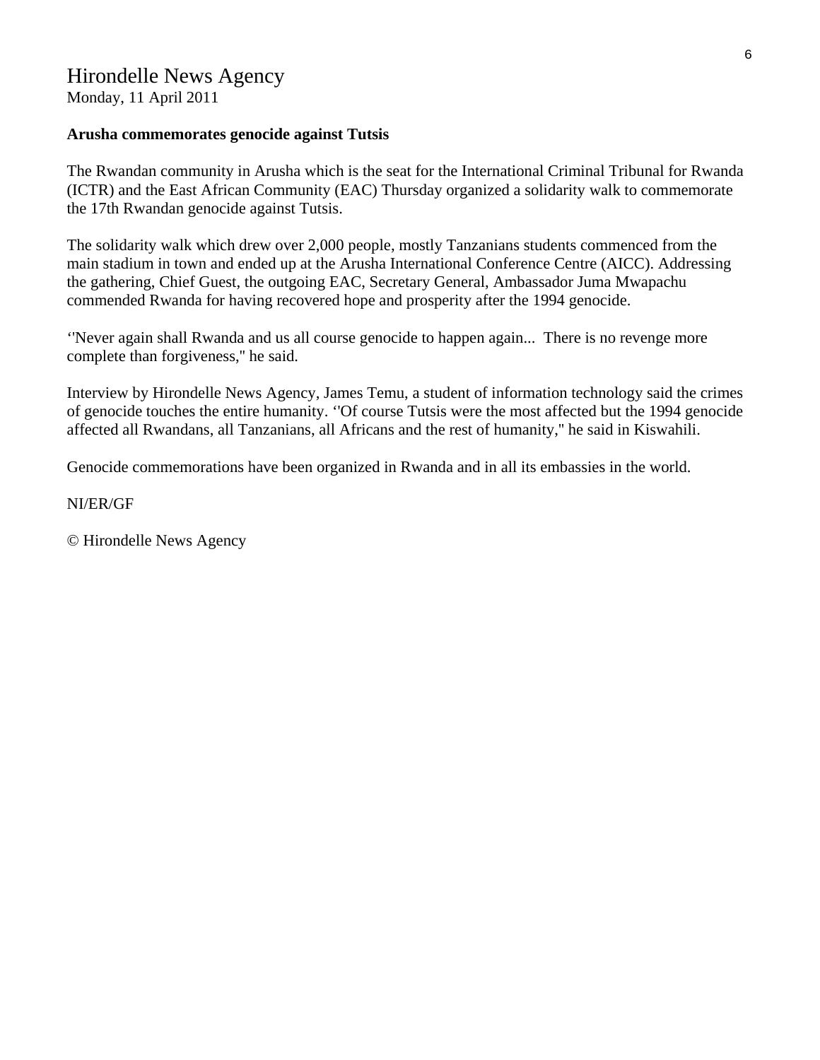Hirondelle News Agency
Monday, 11 April 2011

**Arusha commemorates genocide against Tutsis**

The Rwandan community in Arusha which is the seat for the International Criminal Tribunal for Rwanda (ICTR) and the East African Community (EAC) Thursday organized a solidarity walk to commemorate the 17th Rwandan genocide against Tutsis.

The solidarity walk which drew over 2,000 people, mostly Tanzanians students commenced from the main stadium in town and ended up at the Arusha International Conference Centre (AICC). Addressing the gathering, Chief Guest, the outgoing EAC, Secretary General, Ambassador Juma Mwapachu commended Rwanda for having recovered hope and prosperity after the 1994 genocide.

‘'Never again shall Rwanda and us all course genocide to happen again... There is no revenge more complete than forgiveness," he said.

Interview by Hirondelle News Agency, James Temu, a student of information technology said the crimes of genocide touches the entire humanity. ‘'Of course Tutsis were the most affected but the 1994 genocide affected all Rwandans, all Tanzanians, all Africans and the rest of humanity," he said in Kiswahili.

Genocide commemorations have been organized in Rwanda and in all its embassies in the world.

NI/ER/GF

© Hirondelle News Agency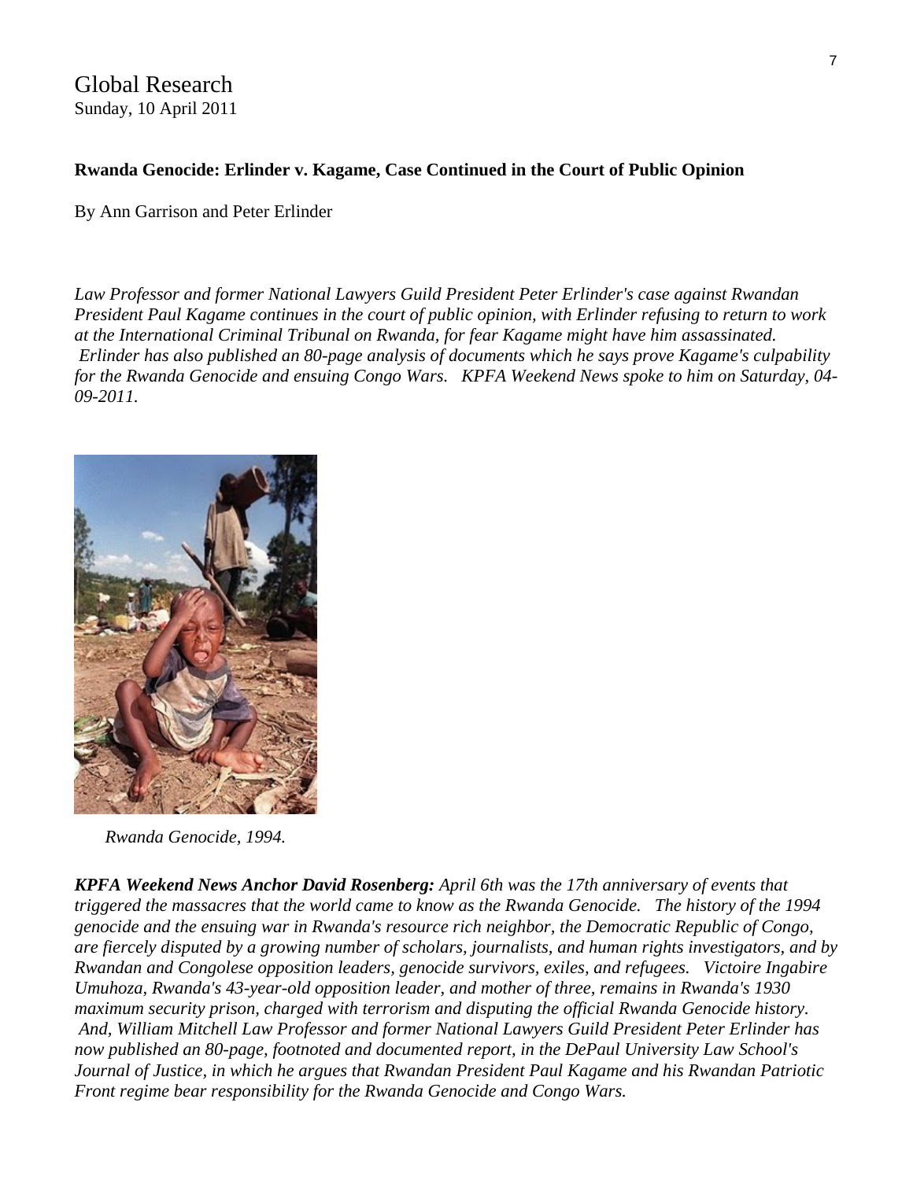Global Research
Sunday, 10 April 2011

**Rwanda Genocide: Erlinder v. Kagame, Case Continued in the Court of Public Opinion**

By Ann Garrison and Peter Erlinder

*Law Professor and former National Lawyers Guild President Peter Erlinder's case against Rwandan President Paul Kagame continues in the court of public opinion, with Erlinder refusing to return to work at the International Criminal Tribunal on Rwanda, for fear Kagame might have him assassinated. Erlinder has also published an 80-page analysis of documents which he says prove Kagame's culpability for the Rwanda Genocide and ensuing Congo Wars. KPFA Weekend News spoke to him on Saturday, 04-09-2011.*

*Rwanda Genocide, 1994.*

***KPFA Weekend News Anchor David Rosenberg:*** *April 6th was the 17th anniversary of events that triggered the massacres that the world came to know as the Rwanda Genocide. The history of the 1994 genocide and the ensuing war in Rwanda's resource rich neighbor, the Democratic Republic of Congo, are fiercely disputed by a growing number of scholars, journalists, and human rights investigators, and by Rwandan and Congolese opposition leaders, genocide survivors, exiles, and refugees. Victoire Ingabire Umuhoza, Rwanda's 43-year-old opposition leader, and mother of three, remains in Rwanda's 1930 maximum security prison, charged with terrorism and disputing the official Rwanda Genocide history. And, William Mitchell Law Professor and former National Lawyers Guild President Peter Erlinder has now published an 80-page, footnoted and documented report, in the DePaul University Law School's Journal of Justice, in which he argues that Rwandan President Paul Kagame and his Rwandan Patriotic Front regime bear responsibility for the Rwanda Genocide and Congo Wars.*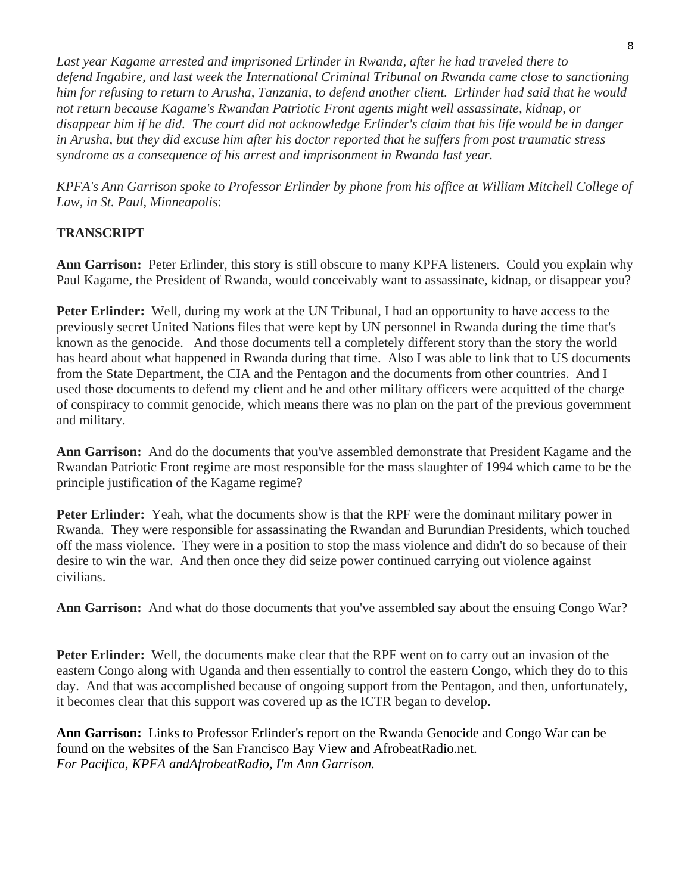*Last year Kagame arrested and imprisoned Erlinder in Rwanda, after he had traveled there to defend Ingabire, and last week the International Criminal Tribunal on Rwanda came close to sanctioning him for refusing to return to Arusha, Tanzania, to defend another client. Erlinder had said that he would not return because Kagame's Rwandan Patriotic Front agents might well assassinate, kidnap, or disappear him if he did. The court did not acknowledge Erlinder's claim that his life would be in danger in Arusha, but they did excuse him after his doctor reported that he suffers from post traumatic stress syndrome as a consequence of his arrest and imprisonment in Rwanda last year.*

*KPFA's Ann Garrison spoke to Professor Erlinder by phone from his office at William Mitchell College of Law, in St. Paul, Minneapolis*:

**TRANSCRIPT**

**Ann Garrison:** Peter Erlinder, this story is still obscure to many KPFA listeners. Could you explain why Paul Kagame, the President of Rwanda, would conceivably want to assassinate, kidnap, or disappear you?

**Peter Erlinder:** Well, during my work at the UN Tribunal, I had an opportunity to have access to the previously secret United Nations files that were kept by UN personnel in Rwanda during the time that's known as the genocide. And those documents tell a completely different story than the story the world has heard about what happened in Rwanda during that time. Also I was able to link that to US documents from the State Department, the CIA and the Pentagon and the documents from other countries. And I used those documents to defend my client and he and other military officers were acquitted of the charge of conspiracy to commit genocide, which means there was no plan on the part of the previous government and military.

**Ann Garrison:** And do the documents that you've assembled demonstrate that President Kagame and the Rwandan Patriotic Front regime are most responsible for the mass slaughter of 1994 which came to be the principle justification of the Kagame regime?

**Peter Erlinder:** Yeah, what the documents show is that the RPF were the dominant military power in Rwanda. They were responsible for assassinating the Rwandan and Burundian Presidents, which touched off the mass violence. They were in a position to stop the mass violence and didn't do so because of their desire to win the war. And then once they did seize power continued carrying out violence against civilians.

**Ann Garrison:** And what do those documents that you've assembled say about the ensuing Congo War?

**Peter Erlinder:** Well, the documents make clear that the RPF went on to carry out an invasion of the eastern Congo along with Uganda and then essentially to control the eastern Congo, which they do to this day. And that was accomplished because of ongoing support from the Pentagon, and then, unfortunately, it becomes clear that this support was covered up as the ICTR began to develop.

**Ann Garrison:** Links to Professor Erlinder's report on the Rwanda Genocide and Congo War can be found on the websites of the San Francisco Bay View and AfrobeatRadio.net.
*For Pacifica, KPFA andAfrobeatRadio, I'm Ann Garrison.*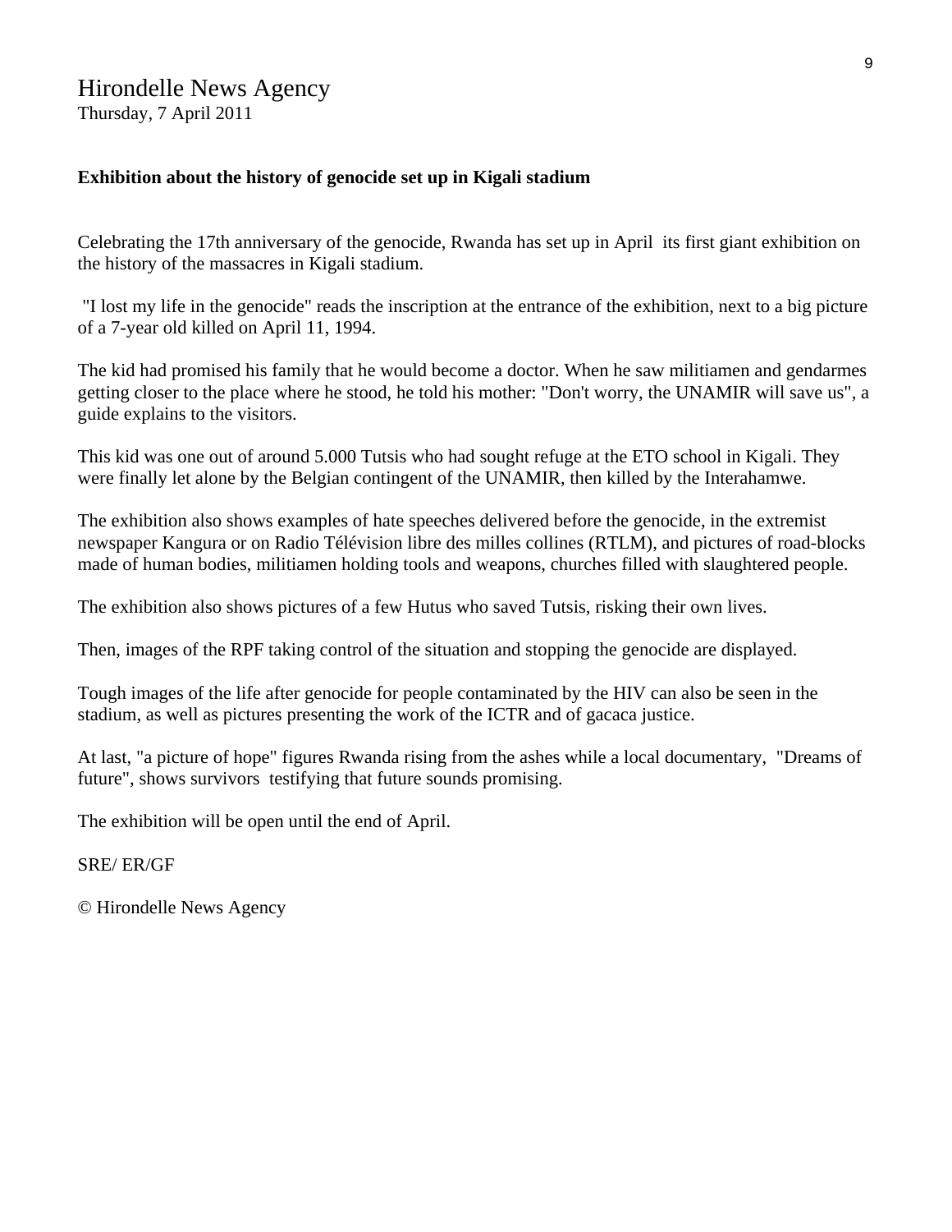Hirondelle News Agency
Thursday, 7 April 2011

**Exhibition about the history of genocide set up in Kigali stadium**

Celebrating the 17th anniversary of the genocide, Rwanda has set up in April its first giant exhibition on the history of the massacres in Kigali stadium.

"I lost my life in the genocide" reads the inscription at the entrance of the exhibition, next to a big picture of a 7-year old killed on April 11, 1994.

The kid had promised his family that he would become a doctor. When he saw militiamen and gendarmes getting closer to the place where he stood, he told his mother: "Don't worry, the UNAMIR will save us", a guide explains to the visitors.

This kid was one out of around 5.000 Tutsis who had sought refuge at the ETO school in Kigali. They were finally let alone by the Belgian contingent of the UNAMIR, then killed by the Interahamwe.

The exhibition also shows examples of hate speeches delivered before the genocide, in the extremist newspaper Kangura or on Radio Télévision libre des milles collines (RTLM), and pictures of road-blocks made of human bodies, militiamen holding tools and weapons, churches filled with slaughtered people.

The exhibition also shows pictures of a few Hutus who saved Tutsis, risking their own lives.

Then, images of the RPF taking control of the situation and stopping the genocide are displayed.

Tough images of the life after genocide for people contaminated by the HIV can also be seen in the stadium, as well as pictures presenting the work of the ICTR and of gacaca justice.

At last, "a picture of hope" figures Rwanda rising from the ashes while a local documentary, "Dreams of future", shows survivors testifying that future sounds promising.

The exhibition will be open until the end of April.

SRE/ ER/GF

© Hirondelle News Agency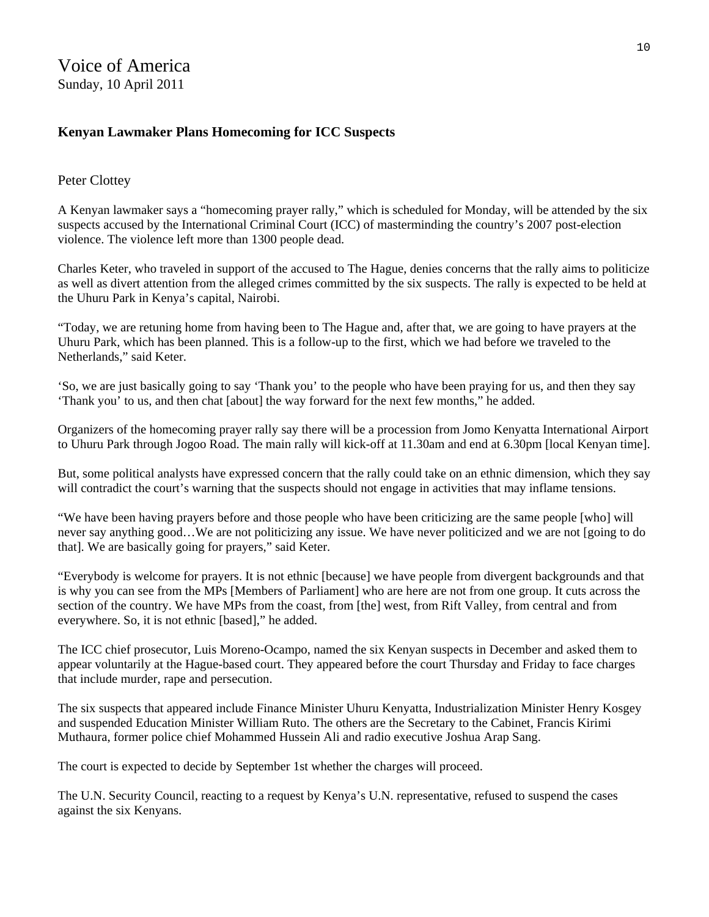# Voice of America

Sunday, 10 April 2011

**Kenyan Lawmaker Plans Homecoming for ICC Suspects**

Peter Clottey

A Kenyan lawmaker says a "homecoming prayer rally," which is scheduled for Monday, will be attended by the six suspects accused by the International Criminal Court (ICC) of masterminding the country's 2007 post-election violence. The violence left more than 1300 people dead.

Charles Keter, who traveled in support of the accused to The Hague, denies concerns that the rally aims to politicize as well as divert attention from the alleged crimes committed by the six suspects. The rally is expected to be held at the Uhuru Park in Kenya's capital, Nairobi.

"Today, we are retuning home from having been to The Hague and, after that, we are going to have prayers at the Uhuru Park, which has been planned. This is a follow-up to the first, which we had before we traveled to the Netherlands," said Keter.

'So, we are just basically going to say 'Thank you' to the people who have been praying for us, and then they say 'Thank you' to us, and then chat [about] the way forward for the next few months," he added.

Organizers of the homecoming prayer rally say there will be a procession from Jomo Kenyatta International Airport to Uhuru Park through Jogoo Road. The main rally will kick-off at 11.30am and end at 6.30pm [local Kenyan time].

But, some political analysts have expressed concern that the rally could take on an ethnic dimension, which they say will contradict the court's warning that the suspects should not engage in activities that may inflame tensions.

"We have been having prayers before and those people who have been criticizing are the same people [who] will never say anything good…We are not politicizing any issue. We have never politicized and we are not [going to do that]. We are basically going for prayers," said Keter.

"Everybody is welcome for prayers. It is not ethnic [because] we have people from divergent backgrounds and that is why you can see from the MPs [Members of Parliament] who are here are not from one group. It cuts across the section of the country. We have MPs from the coast, from [the] west, from Rift Valley, from central and from everywhere. So, it is not ethnic [based]," he added.

The ICC chief prosecutor, Luis Moreno-Ocampo, named the six Kenyan suspects in December and asked them to appear voluntarily at the Hague-based court. They appeared before the court Thursday and Friday to face charges that include murder, rape and persecution.

The six suspects that appeared include Finance Minister Uhuru Kenyatta, Industrialization Minister Henry Kosgey and suspended Education Minister William Ruto. The others are the Secretary to the Cabinet, Francis Kirimi Muthaura, former police chief Mohammed Hussein Ali and radio executive Joshua Arap Sang.

The court is expected to decide by September 1st whether the charges will proceed.

The U.N. Security Council, reacting to a request by Kenya's U.N. representative, refused to suspend the cases against the six Kenyans.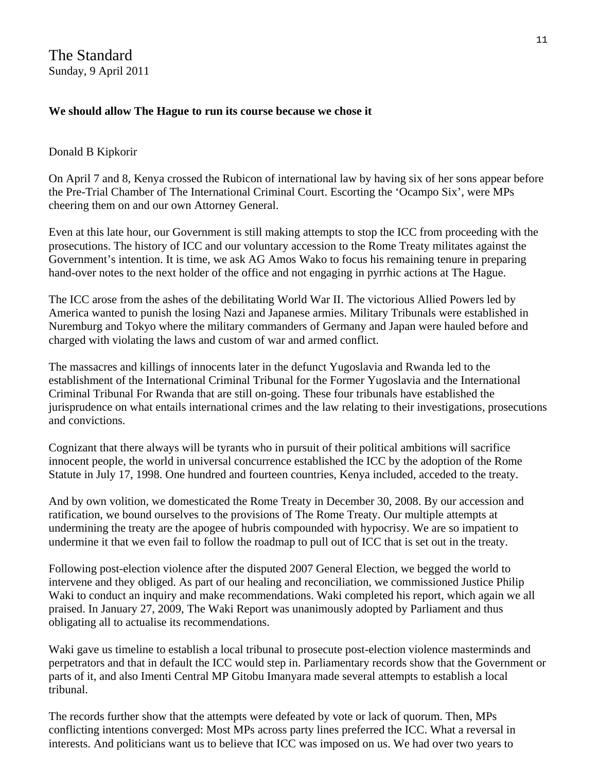The Standard
Sunday, 9 April 2011

**We should allow The Hague to run its course because we chose it**

Donald B Kipkorir

On April 7 and 8, Kenya crossed the Rubicon of international law by having six of her sons appear before the Pre-Trial Chamber of The International Criminal Court. Escorting the 'Ocampo Six', were MPs cheering them on and our own Attorney General.

Even at this late hour, our Government is still making attempts to stop the ICC from proceeding with the prosecutions. The history of ICC and our voluntary accession to the Rome Treaty militates against the Government's intention. It is time, we ask AG Amos Wako to focus his remaining tenure in preparing hand-over notes to the next holder of the office and not engaging in pyrrhic actions at The Hague.

The ICC arose from the ashes of the debilitating World War II. The victorious Allied Powers led by America wanted to punish the losing Nazi and Japanese armies. Military Tribunals were established in Nuremburg and Tokyo where the military commanders of Germany and Japan were hauled before and charged with violating the laws and custom of war and armed conflict.

The massacres and killings of innocents later in the defunct Yugoslavia and Rwanda led to the establishment of the International Criminal Tribunal for the Former Yugoslavia and the International Criminal Tribunal For Rwanda that are still on-going. These four tribunals have established the jurisprudence on what entails international crimes and the law relating to their investigations, prosecutions and convictions.

Cognizant that there always will be tyrants who in pursuit of their political ambitions will sacrifice innocent people, the world in universal concurrence established the ICC by the adoption of the Rome Statute in July 17, 1998. One hundred and fourteen countries, Kenya included, acceded to the treaty.

And by own volition, we domesticated the Rome Treaty in December 30, 2008. By our accession and ratification, we bound ourselves to the provisions of The Rome Treaty. Our multiple attempts at undermining the treaty are the apogee of hubris compounded with hypocrisy. We are so impatient to undermine it that we even fail to follow the roadmap to pull out of ICC that is set out in the treaty.

Following post-election violence after the disputed 2007 General Election, we begged the world to intervene and they obliged. As part of our healing and reconciliation, we commissioned Justice Philip Waki to conduct an inquiry and make recommendations. Waki completed his report, which again we all praised. In January 27, 2009, The Waki Report was unanimously adopted by Parliament and thus obligating all to actualise its recommendations.

Waki gave us timeline to establish a local tribunal to prosecute post-election violence masterminds and perpetrators and that in default the ICC would step in. Parliamentary records show that the Government or parts of it, and also Imenti Central MP Gitobu Imanyara made several attempts to establish a local tribunal.

The records further show that the attempts were defeated by vote or lack of quorum. Then, MPs conflicting intentions converged: Most MPs across party lines preferred the ICC. What a reversal in interests. And politicians want us to believe that ICC was imposed on us. We had over two years to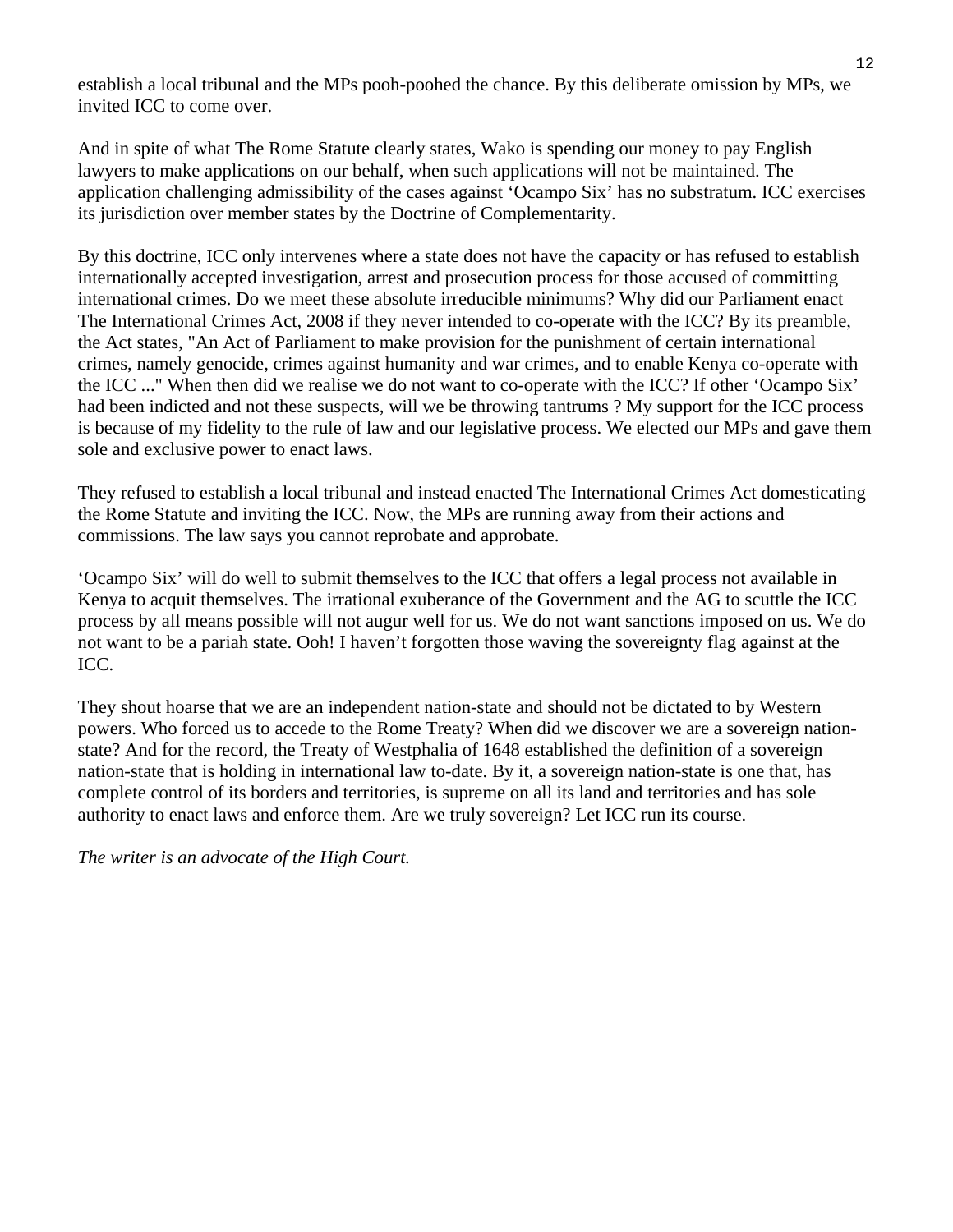establish a local tribunal and the MPs pooh-poohed the chance. By this deliberate omission by MPs, we invited ICC to come over.

And in spite of what The Rome Statute clearly states, Wako is spending our money to pay English lawyers to make applications on our behalf, when such applications will not be maintained. The application challenging admissibility of the cases against 'Ocampo Six' has no substratum. ICC exercises its jurisdiction over member states by the Doctrine of Complementarity.

By this doctrine, ICC only intervenes where a state does not have the capacity or has refused to establish internationally accepted investigation, arrest and prosecution process for those accused of committing international crimes. Do we meet these absolute irreducible minimums? Why did our Parliament enact The International Crimes Act, 2008 if they never intended to co-operate with the ICC? By its preamble, the Act states, "An Act of Parliament to make provision for the punishment of certain international crimes, namely genocide, crimes against humanity and war crimes, and to enable Kenya co-operate with the ICC ..." When then did we realise we do not want to co-operate with the ICC? If other 'Ocampo Six' had been indicted and not these suspects, will we be throwing tantrums ? My support for the ICC process is because of my fidelity to the rule of law and our legislative process. We elected our MPs and gave them sole and exclusive power to enact laws.

They refused to establish a local tribunal and instead enacted The International Crimes Act domesticating the Rome Statute and inviting the ICC. Now, the MPs are running away from their actions and commissions. The law says you cannot reprobate and approbate.

'Ocampo Six' will do well to submit themselves to the ICC that offers a legal process not available in Kenya to acquit themselves. The irrational exuberance of the Government and the AG to scuttle the ICC process by all means possible will not augur well for us. We do not want sanctions imposed on us. We do not want to be a pariah state. Ooh! I haven't forgotten those waving the sovereignty flag against at the ICC.

They shout hoarse that we are an independent nation-state and should not be dictated to by Western powers. Who forced us to accede to the Rome Treaty? When did we discover we are a sovereign nation-state? And for the record, the Treaty of Westphalia of 1648 established the definition of a sovereign nation-state that is holding in international law to-date. By it, a sovereign nation-state is one that, has complete control of its borders and territories, is supreme on all its land and territories and has sole authority to enact laws and enforce them. Are we truly sovereign? Let ICC run its course.

*The writer is an advocate of the High Court.*